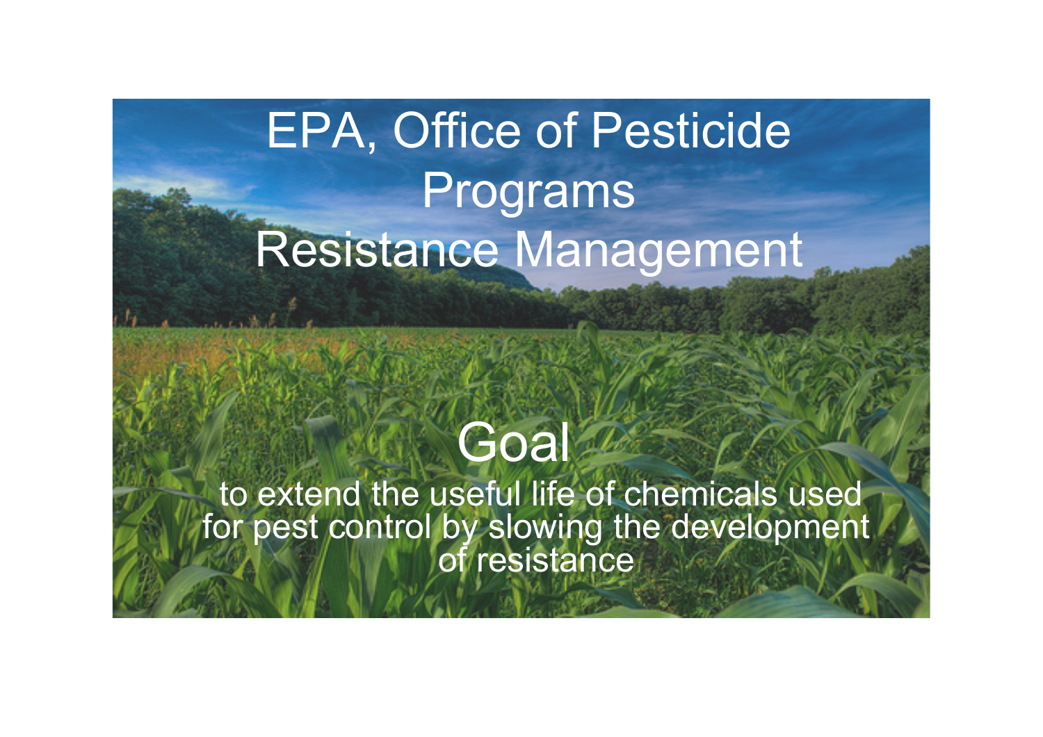# EPA, Office of Pesticide Programs Resistance Management

## Goal

to extend the useful life of chemicals used for pest control by slowing the development of resistance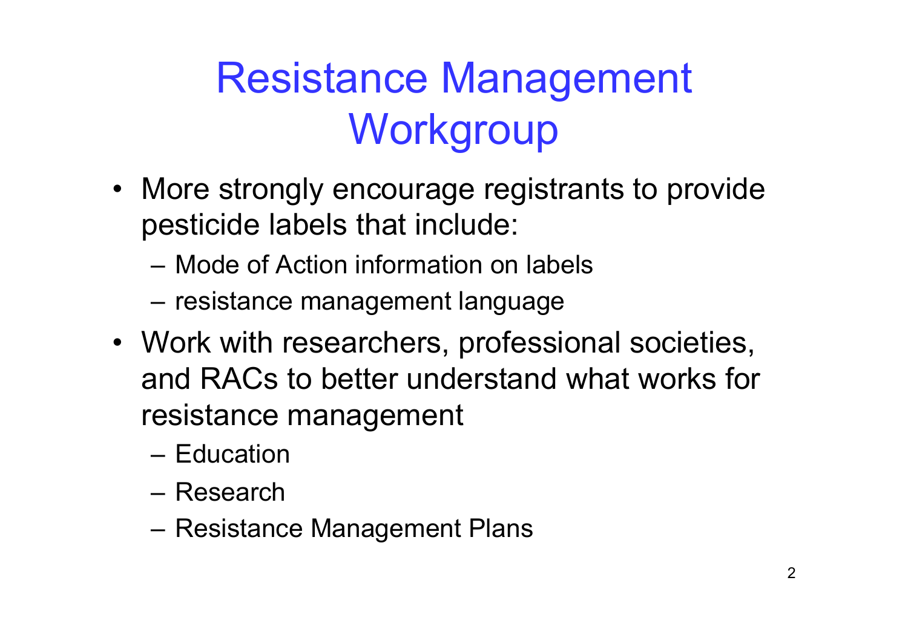# Resistance Management Workgroup

- More strongly encourage registrants to provide pesticide labels that include:
  - Mode of Action information on labels
  - resistance management language
- Work with researchers, professional societies, and RACs to better understand what works for resistance management
  - Education
  - Research
  - Resistance Management Plans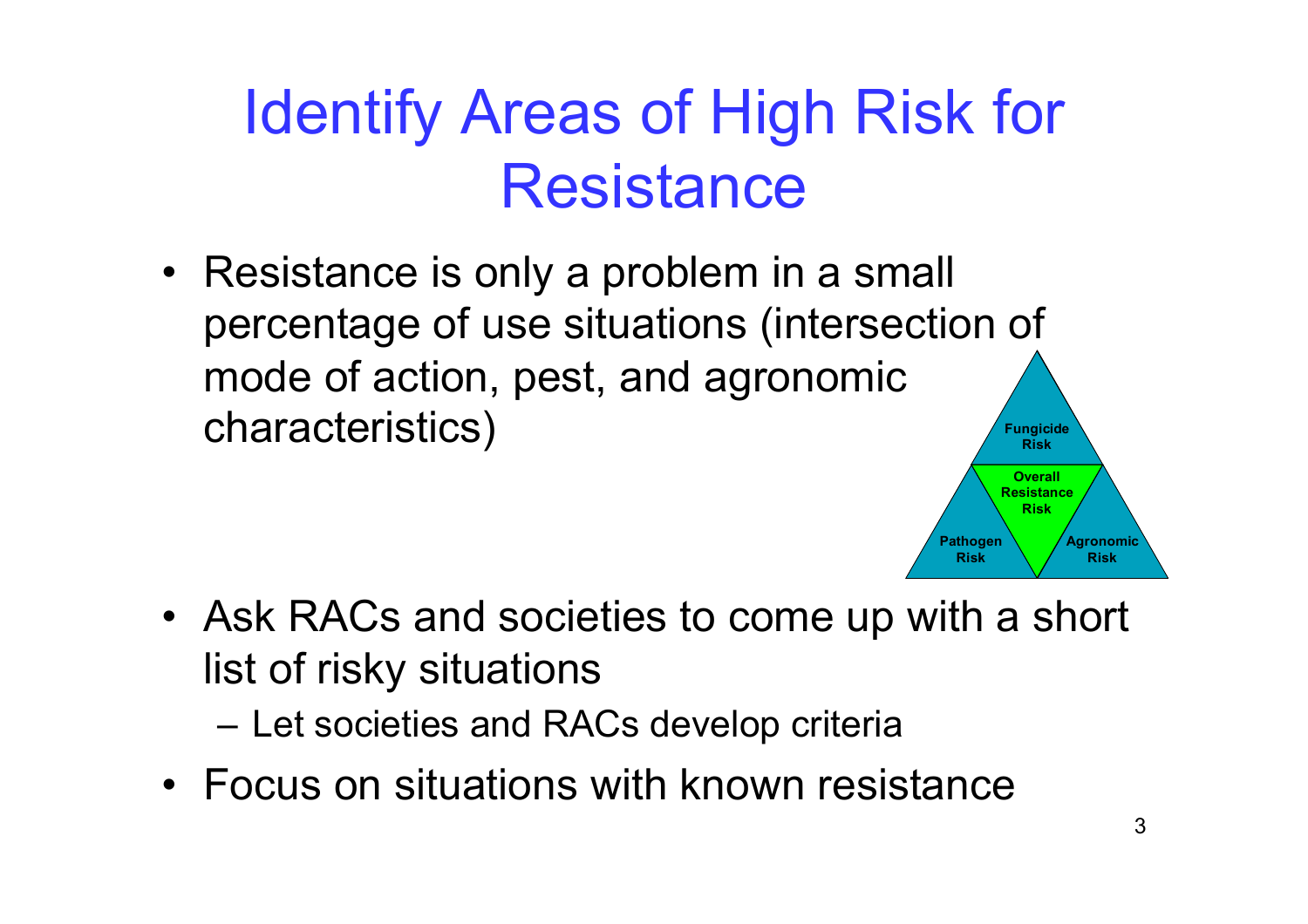# Identify Areas of High Risk for Resistance

- Resistance is only a problem in a small percentage of use situations (intersection of mode of action, pest, and agronomic characteristics)

Fungicide Risk

Overall Resistance Risk

Pathogen Risk

Agronomic Risk

- Ask RACs and societies to come up with a short list of risky situations
  - Let societies and RACs develop criteria
- Focus on situations with known resistance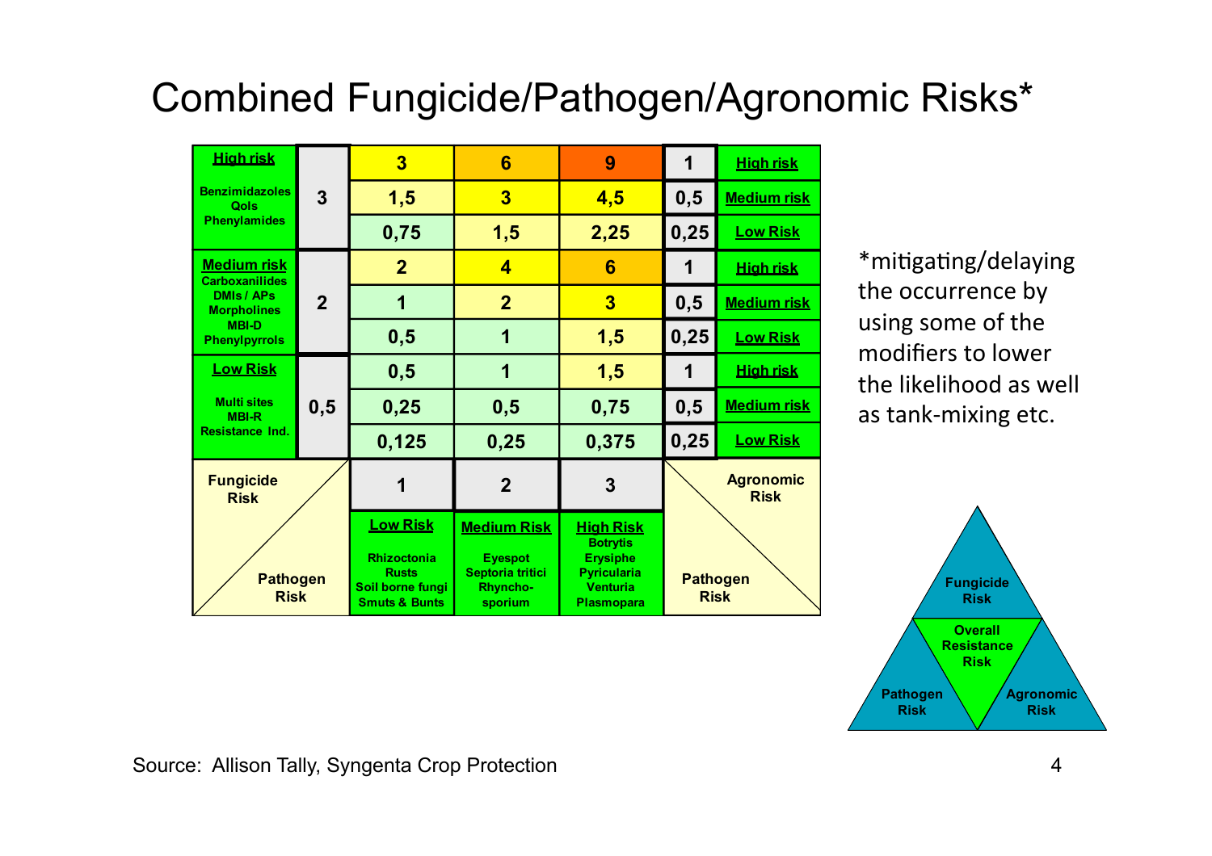# Combined Fungicide/Pathogen/Agronomic Risks*

| Fungicide Risk | | Low Risk (1) | Medium Risk (2) | High Risk (3) | Agronomic Risk | |
|---|---|---|---|---|---|---|
| **High risk** Benzimidazoles, QoIs, Phenylamides | 3 | 3 | 6 | 9 | 1 | **High risk** |
| | | 1,5 | 3 | 4,5 | 0,5 | **Medium risk** |
| | | 0,75 | 1,5 | 2,25 | 0,25 | **Low Risk** |
| **Medium risk** Carboxanilides, DMIs / APs, Morpholines, MBI-D, Phenylpyrrols | 2 | 2 | 4 | 6 | 1 | **High risk** |
| | | 1 | 2 | 3 | 0,5 | **Medium risk** |
| | | 0,5 | 1 | 1,5 | 0,25 | **Low Risk** |
| **Low Risk** Multi sites, MBI-R, Resistance Ind. | 0,5 | 0,5 | 1 | 1,5 | 1 | **High risk** |
| | | 0,25 | 0,5 | 0,75 | 0,5 | **Medium risk** |
| | | 0,125 | 0,25 | 0,375 | 0,25 | **Low Risk** |
| Pathogen Risk | | 1 | 2 | 3 | Pathogen Risk | |
| | | **Low Risk** Rhizoctonia, Rusts, Soil borne fungi, Smuts & Bunts | **Medium Risk** Eyespot, Septoria tritici, Rhyncho-sporium | **High Risk** Botrytis, Erysiphe, Pyricularia, Venturia, Plasmopara | | |

*mitigating/delaying the occurrence by using some of the modifiers to lower the likelihood as well as tank-mixing etc.

Fungicide Risk / Pathogen Risk / Agronomic Risk → Overall Resistance Risk

Source: Allison Tally, Syngenta Crop Protection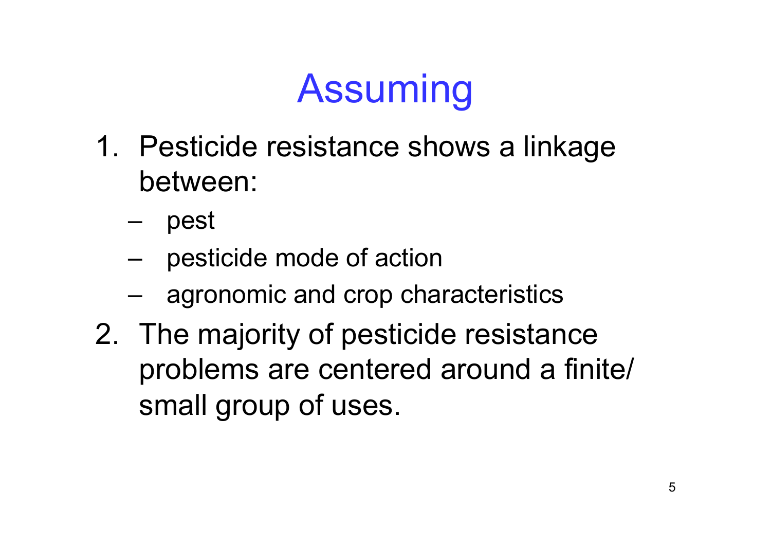# Assuming

1. Pesticide resistance shows a linkage between:
   - pest
   - pesticide mode of action
   - agronomic and crop characteristics
2. The majority of pesticide resistance problems are centered around a finite/ small group of uses.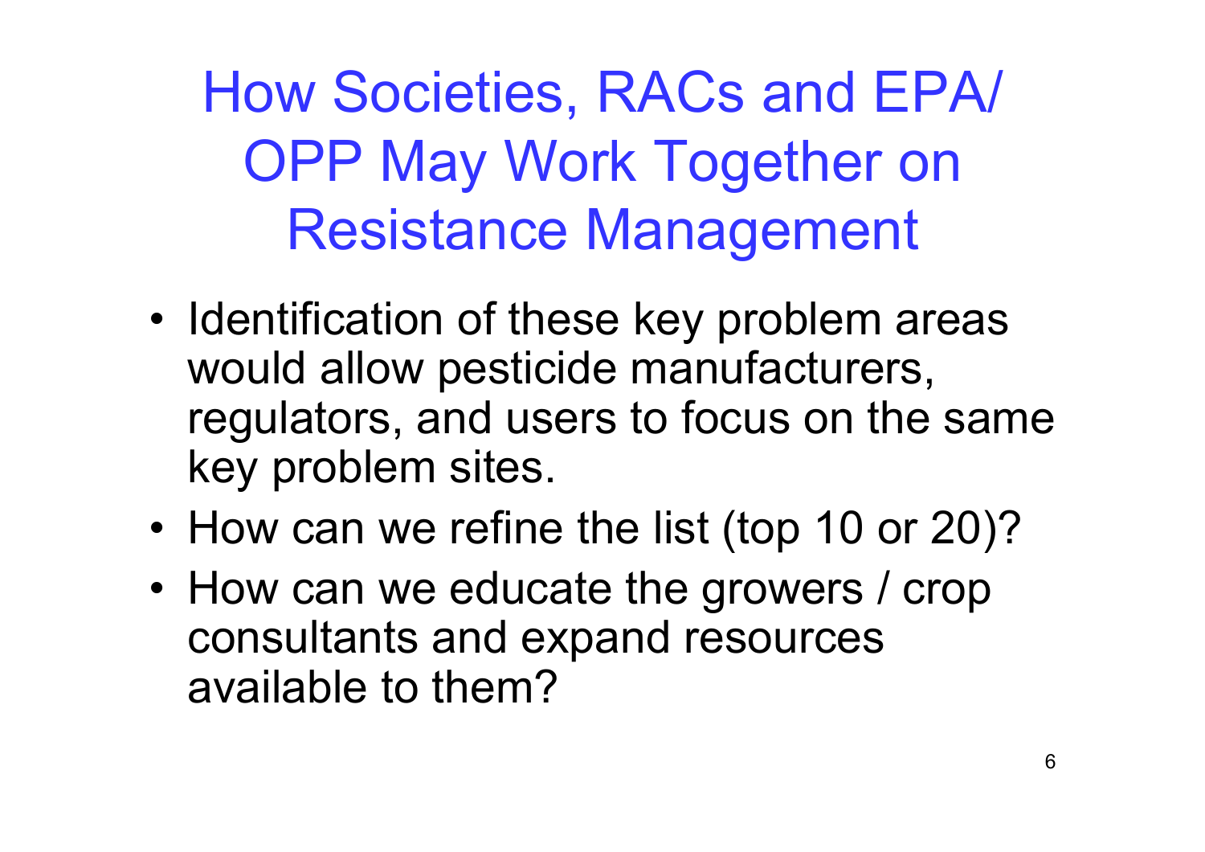# How Societies, RACs and EPA/ OPP May Work Together on Resistance Management

- Identification of these key problem areas would allow pesticide manufacturers, regulators, and users to focus on the same key problem sites.
- How can we refine the list (top 10 or 20)?
- How can we educate the growers / crop consultants and expand resources available to them?